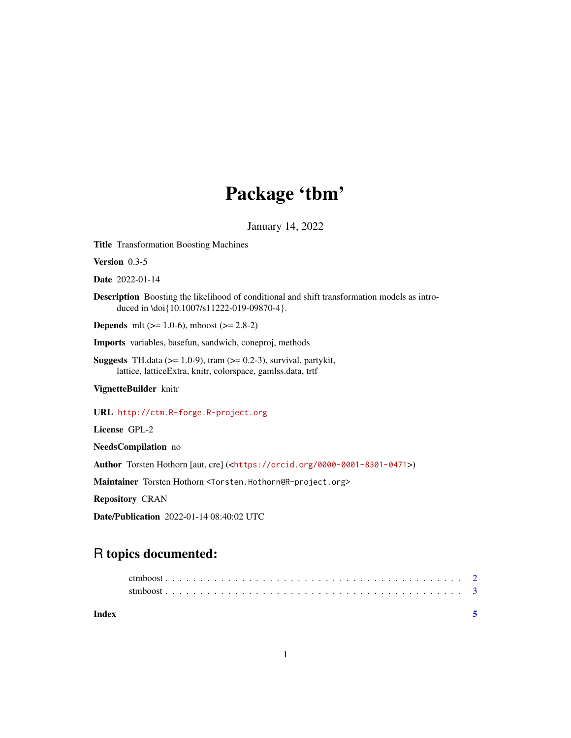# Package 'tbm'

January 14, 2022

**Title** Transformation Boosting Machines

**Version** 0.3-5

**Date** 2022-01-14

**Description** Boosting the likelihood of conditional and shift transformation models as introduced in \doi{10.1007/s11222-019-09870-4}.

**Depends** mlt (>= 1.0-6), mboost (>= 2.8-2)

**Imports** variables, basefun, sandwich, coneproj, methods

**Suggests** TH.data (>= 1.0-9), tram (>= 0.2-3), survival, partykit, lattice, latticeExtra, knitr, colorspace, gamlss.data, trtf

**VignetteBuilder** knitr

**URL** http://ctm.R-forge.R-project.org

**License** GPL-2

**NeedsCompilation** no

**Author** Torsten Hothorn [aut, cre] (<https://orcid.org/0000-0001-8301-0471>)

**Maintainer** Torsten Hothorn <Torsten.Hothorn@R-project.org>

**Repository** CRAN

**Date/Publication** 2022-01-14 08:40:02 UTC

## R topics documented:

ctmboost . . . . . . . . . . . . . . . . . . . . . . . . . . . . . . . . . . . . . . . . . 2
stmboost . . . . . . . . . . . . . . . . . . . . . . . . . . . . . . . . . . . . . . . . . 3

**Index** 5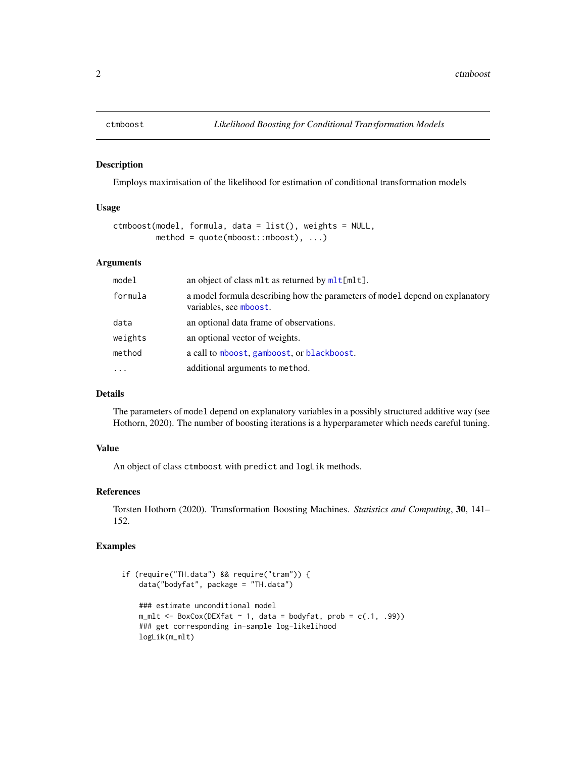## ctmboost

*Likelihood Boosting for Conditional Transformation Models*

### Description

Employs maximisation of the likelihood for estimation of conditional transformation models

### Usage

```
ctmboost(model, formula, data = list(), weights = NULL,
         method = quote(mboost::mboost), ...)
```

### Arguments

| | |
|---|---|
| `model` | an object of class `mlt` as returned by `mlt[mlt]`. |
| `formula` | a model formula describing how the parameters of `model` depend on explanatory variables, see `mboost`. |
| `data` | an optional data frame of observations. |
| `weights` | an optional vector of weights. |
| `method` | a call to `mboost`, `gamboost`, or `blackboost`. |
| `...` | additional arguments to `method`. |

### Details

The parameters of `model` depend on explanatory variables in a possibly structured additive way (see Hothorn, 2020). The number of boosting iterations is a hyperparameter which needs careful tuning.

### Value

An object of class `ctmboost` with `predict` and `logLik` methods.

### References

Torsten Hothorn (2020). Transformation Boosting Machines. *Statistics and Computing*, **30**, 141–152.

### Examples

```
if (require("TH.data") && require("tram")) {
    data("bodyfat", package = "TH.data")

    ### estimate unconditional model
    m_mlt <- BoxCox(DEXfat ~ 1, data = bodyfat, prob = c(.1, .99))
    ### get corresponding in-sample log-likelihood
    logLik(m_mlt)
```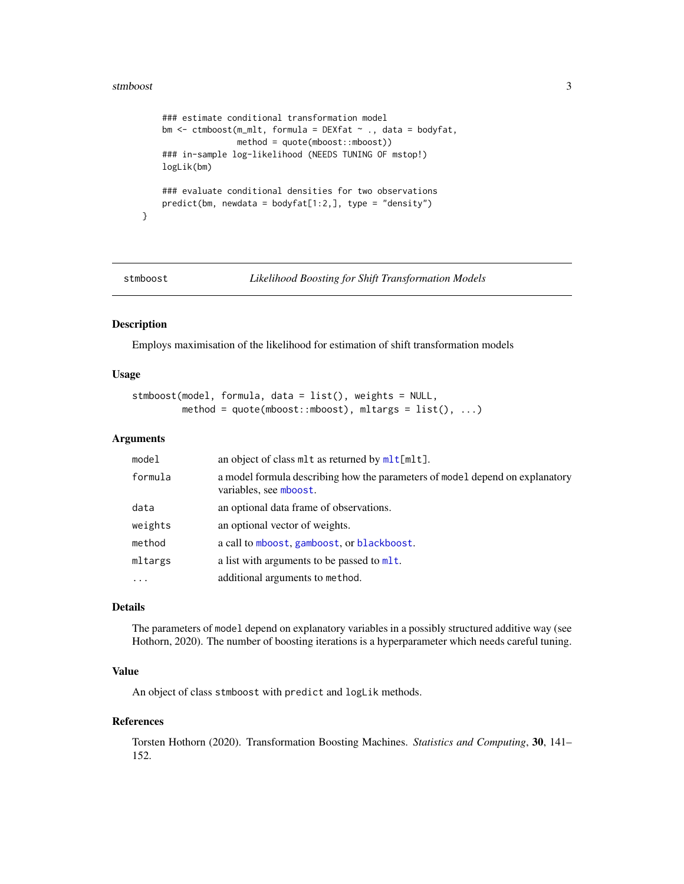```
    ### estimate conditional transformation model
    bm <- ctmboost(m_mlt, formula = DEXfat ~ ., data = bodyfat,
                   method = quote(mboost::mboost))
    ### in-sample log-likelihood (NEEDS TUNING OF mstop!)
    logLik(bm)

    ### evaluate conditional densities for two observations
    predict(bm, newdata = bodyfat[1:2,], type = "density")
}
```

---

`stmboost` — *Likelihood Boosting for Shift Transformation Models*

---

## Description

Employs maximisation of the likelihood for estimation of shift transformation models

## Usage

```
stmboost(model, formula, data = list(), weights = NULL,
         method = quote(mboost::mboost), mltargs = list(), ...)
```

## Arguments

| | |
|---|---|
| `model` | an object of class `mlt` as returned by `mlt[mlt]`. |
| `formula` | a model formula describing how the parameters of `model` depend on explanatory variables, see `mboost`. |
| `data` | an optional data frame of observations. |
| `weights` | an optional vector of weights. |
| `method` | a call to `mboost`, `gamboost`, or `blackboost`. |
| `mltargs` | a list with arguments to be passed to `mlt`. |
| `...` | additional arguments to `method`. |

## Details

The parameters of `model` depend on explanatory variables in a possibly structured additive way (see Hothorn, 2020). The number of boosting iterations is a hyperparameter which needs careful tuning.

## Value

An object of class `stmboost` with `predict` and `logLik` methods.

## References

Torsten Hothorn (2020). Transformation Boosting Machines. *Statistics and Computing*, **30**, 141–152.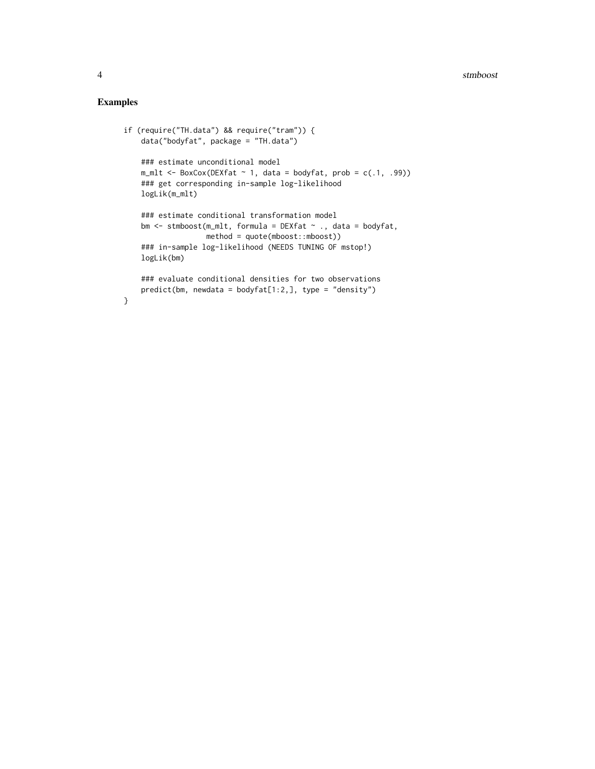## Examples

```
if (require("TH.data") && require("tram")) {
    data("bodyfat", package = "TH.data")

    ### estimate unconditional model
    m_mlt <- BoxCox(DEXfat ~ 1, data = bodyfat, prob = c(.1, .99))
    ### get corresponding in-sample log-likelihood
    logLik(m_mlt)

    ### estimate conditional transformation model
    bm <- stmboost(m_mlt, formula = DEXfat ~ ., data = bodyfat,
                   method = quote(mboost::mboost))
    ### in-sample log-likelihood (NEEDS TUNING OF mstop!)
    logLik(bm)

    ### evaluate conditional densities for two observations
    predict(bm, newdata = bodyfat[1:2,], type = "density")
}
```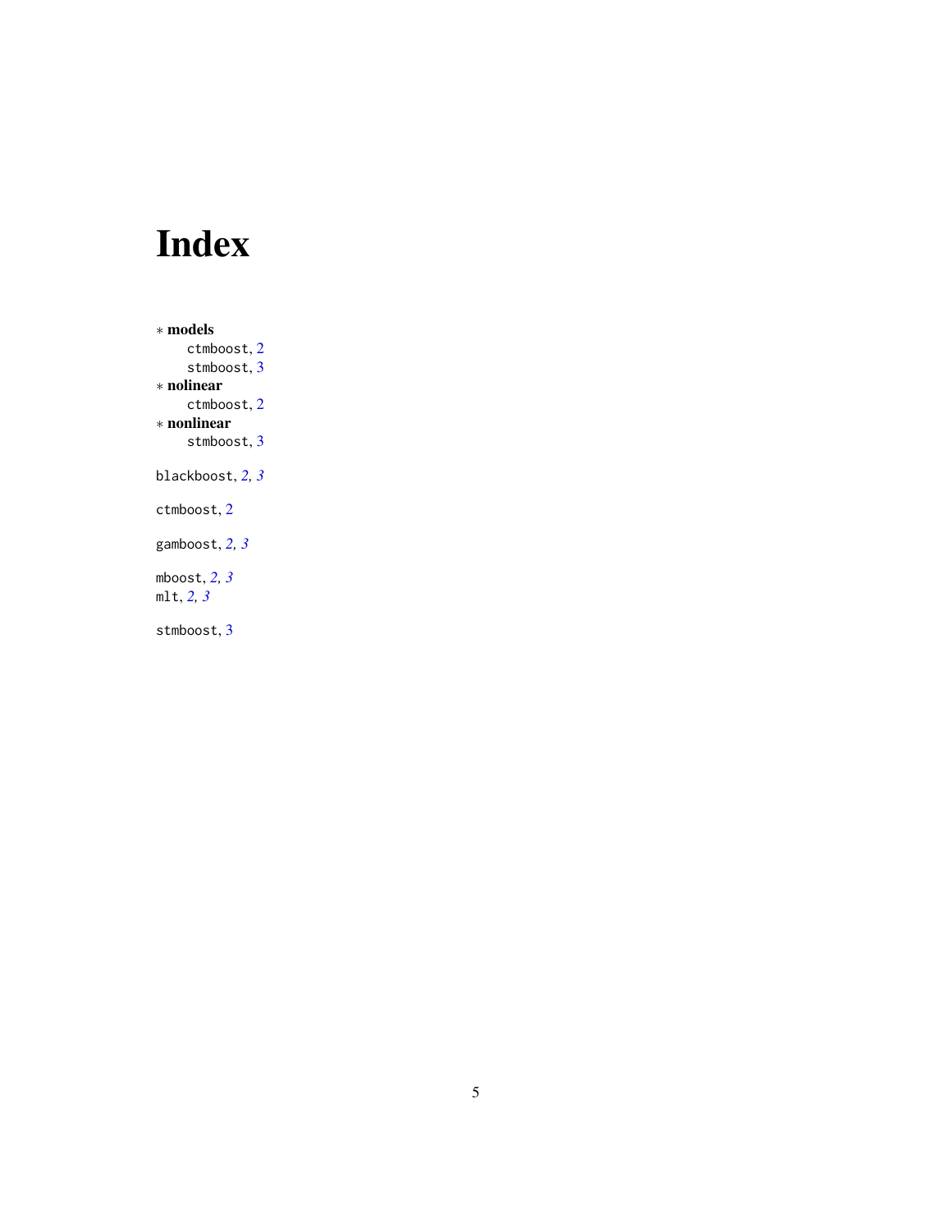# Index

∗ **models**
    ctmboost, 2
    stmboost, 3
∗ **nolinear**
    ctmboost, 2
∗ **nonlinear**
    stmboost, 3

blackboost, *2, 3*

ctmboost, 2

gamboost, *2, 3*

mboost, *2, 3*
mlt, *2, 3*

stmboost, 3